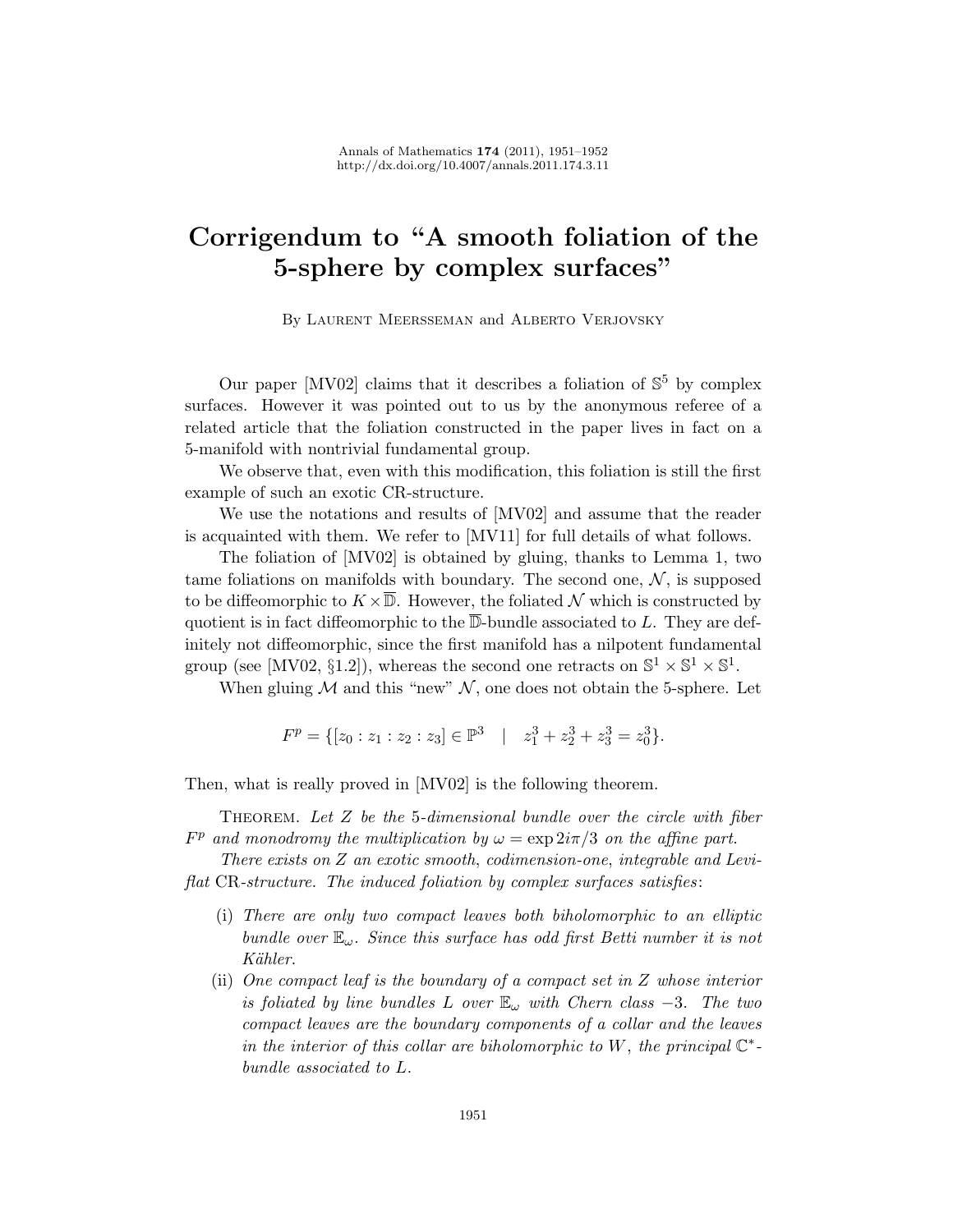# Corrigendum to "A smooth foliation of the 5-sphere by complex surfaces"

By Laurent Meersseman and Alberto Verjovsky

Our paper [MV02] claims that it describes a foliation of $\mathbb{S}^5$ by complex surfaces. However it was pointed out to us by the anonymous referee of a related article that the foliation constructed in the paper lives in fact on a 5-manifold with nontrivial fundamental group.

We observe that, even with this modification, this foliation is still the first example of such an exotic CR-structure.

We use the notations and results of [MV02] and assume that the reader is acquainted with them. We refer to [MV11] for full details of what follows.

The foliation of [MV02] is obtained by gluing, thanks to Lemma 1, two tame foliations on manifolds with boundary. The second one, $\mathcal{N}$, is supposed to be diffeomorphic to $K \times \overline{\mathbb{D}}$. However, the foliated $\mathcal{N}$ which is constructed by quotient is in fact diffeomorphic to the $\overline{\mathbb{D}}$-bundle associated to $L$. They are definitely not diffeomorphic, since the first manifold has a nilpotent fundamental group (see [MV02, §1.2]), whereas the second one retracts on $\mathbb{S}^1 \times \mathbb{S}^1 \times \mathbb{S}^1$.

When gluing $\mathcal{M}$ and this "new" $\mathcal{N}$, one does not obtain the 5-sphere. Let

$$F^p = \{[z_0 : z_1 : z_2 : z_3] \in \mathbb{P}^3 \quad | \quad z_1^3 + z_2^3 + z_3^3 = z_0^3\}.$$

Then, what is really proved in [MV02] is the following theorem.

Theorem. *Let $Z$ be the 5-dimensional bundle over the circle with fiber $F^p$ and monodromy the multiplication by $\omega = \exp 2i\pi/3$ on the affine part.*

*There exists on $Z$ an exotic smooth, codimension-one, integrable and Levi-flat* CR*-structure. The induced foliation by complex surfaces satisfies*:

- (i) *There are only two compact leaves both biholomorphic to an elliptic bundle over $\mathbb{E}_\omega$. Since this surface has odd first Betti number it is not Kähler.*
- (ii) *One compact leaf is the boundary of a compact set in $Z$ whose interior is foliated by line bundles $L$ over $\mathbb{E}_\omega$ with Chern class $-3$. The two compact leaves are the boundary components of a collar and the leaves in the interior of this collar are biholomorphic to $W$, the principal $\mathbb{C}^*$-bundle associated to $L$.*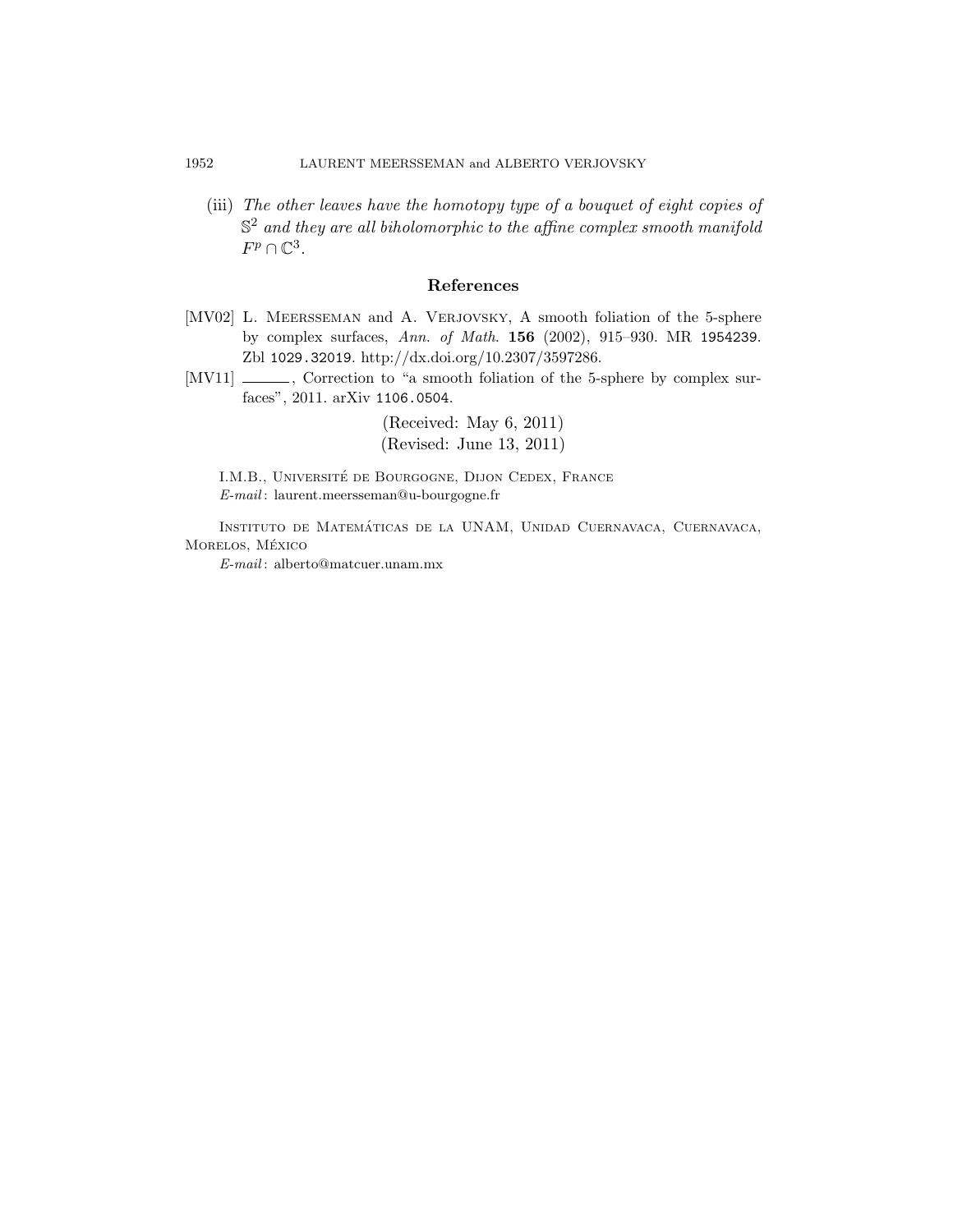(iii) *The other leaves have the homotopy type of a bouquet of eight copies of* $\mathbb{S}^2$ *and they are all biholomorphic to the affine complex smooth manifold* $F^p \cap \mathbb{C}^3$.

## References

[MV02] L. Meersseman and A. Verjovsky, A smooth foliation of the 5-sphere by complex surfaces, *Ann. of Math.* **156** (2002), 915–930. MR 1954239. Zbl 1029.32019. http://dx.doi.org/10.2307/3597286.

[MV11] ———, Correction to "a smooth foliation of the 5-sphere by complex surfaces", 2011. arXiv 1106.0504.

(Received: May 6, 2011)
(Revised: June 13, 2011)

I.M.B., Université de Bourgogne, Dijon Cedex, France
*E-mail*: laurent.meersseman@u-bourgogne.fr

Instituto de Matemáticas de la UNAM, Unidad Cuernavaca, Cuernavaca, Morelos, México
*E-mail*: alberto@matcuer.unam.mx